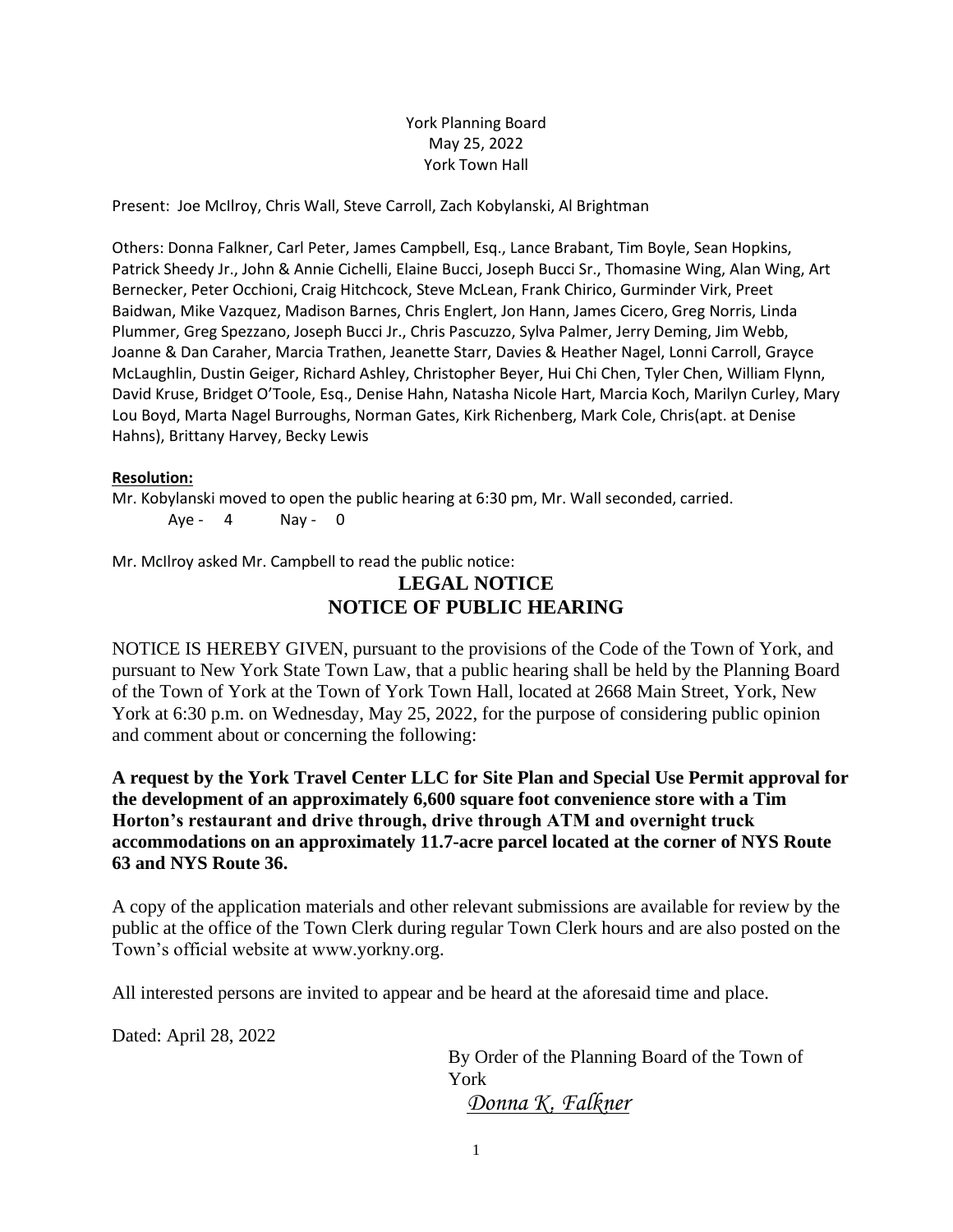York Planning Board
May 25, 2022
York Town Hall

Present: Joe McIlroy, Chris Wall, Steve Carroll, Zach Kobylanski, Al Brightman

Others: Donna Falkner, Carl Peter, James Campbell, Esq., Lance Brabant, Tim Boyle, Sean Hopkins, Patrick Sheedy Jr., John & Annie Cichelli, Elaine Bucci, Joseph Bucci Sr., Thomasine Wing, Alan Wing, Art Bernecker, Peter Occhioni, Craig Hitchcock, Steve McLean, Frank Chirico, Gurminder Virk, Preet Baidwan, Mike Vazquez, Madison Barnes, Chris Englert, Jon Hann, James Cicero, Greg Norris, Linda Plummer, Greg Spezzano, Joseph Bucci Jr., Chris Pascuzzo, Sylva Palmer, Jerry Deming, Jim Webb, Joanne & Dan Caraher, Marcia Trathen, Jeanette Starr, Davies & Heather Nagel, Lonni Carroll, Grayce McLaughlin, Dustin Geiger, Richard Ashley, Christopher Beyer, Hui Chi Chen, Tyler Chen, William Flynn, David Kruse, Bridget O'Toole, Esq., Denise Hahn, Natasha Nicole Hart, Marcia Koch, Marilyn Curley, Mary Lou Boyd, Marta Nagel Burroughs, Norman Gates, Kirk Richenberg, Mark Cole, Chris(apt. at Denise Hahns), Brittany Harvey, Becky Lewis

**Resolution:**

Mr. Kobylanski moved to open the public hearing at 6:30 pm, Mr. Wall seconded, carried.
Aye - 4 Nay - 0

Mr. McIlroy asked Mr. Campbell to read the public notice:

## LEGAL NOTICE
## NOTICE OF PUBLIC HEARING

NOTICE IS HEREBY GIVEN, pursuant to the provisions of the Code of the Town of York, and pursuant to New York State Town Law, that a public hearing shall be held by the Planning Board of the Town of York at the Town of York Town Hall, located at 2668 Main Street, York, New York at 6:30 p.m. on Wednesday, May 25, 2022, for the purpose of considering public opinion and comment about or concerning the following:

**A request by the York Travel Center LLC for Site Plan and Special Use Permit approval for the development of an approximately 6,600 square foot convenience store with a Tim Horton's restaurant and drive through, drive through ATM and overnight truck accommodations on an approximately 11.7-acre parcel located at the corner of NYS Route 63 and NYS Route 36.**

A copy of the application materials and other relevant submissions are available for review by the public at the office of the Town Clerk during regular Town Clerk hours and are also posted on the Town's official website at www.yorkny.org.

All interested persons are invited to appear and be heard at the aforesaid time and place.

Dated: April 28, 2022

By Order of the Planning Board of the Town of York
*Donna K. Falkner*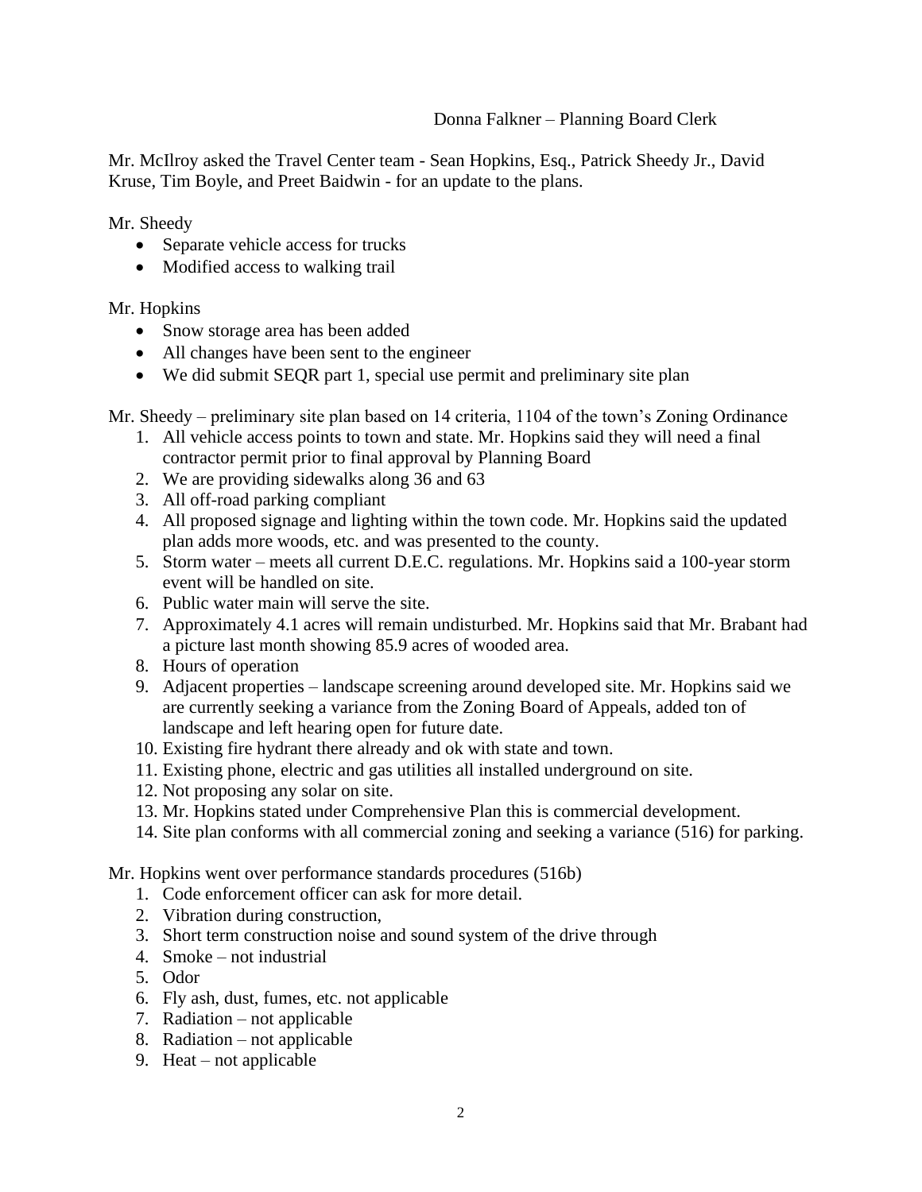Donna Falkner – Planning Board Clerk

Mr. McIlroy asked the Travel Center team - Sean Hopkins, Esq., Patrick Sheedy Jr., David Kruse, Tim Boyle, and Preet Baidwin - for an update to the plans.

Mr. Sheedy

- Separate vehicle access for trucks
- Modified access to walking trail

Mr. Hopkins

- Snow storage area has been added
- All changes have been sent to the engineer
- We did submit SEQR part 1, special use permit and preliminary site plan

Mr. Sheedy – preliminary site plan based on 14 criteria, 1104 of the town's Zoning Ordinance

1. All vehicle access points to town and state. Mr. Hopkins said they will need a final contractor permit prior to final approval by Planning Board
2. We are providing sidewalks along 36 and 63
3. All off-road parking compliant
4. All proposed signage and lighting within the town code. Mr. Hopkins said the updated plan adds more woods, etc. and was presented to the county.
5. Storm water – meets all current D.E.C. regulations. Mr. Hopkins said a 100-year storm event will be handled on site.
6. Public water main will serve the site.
7. Approximately 4.1 acres will remain undisturbed. Mr. Hopkins said that Mr. Brabant had a picture last month showing 85.9 acres of wooded area.
8. Hours of operation
9. Adjacent properties – landscape screening around developed site. Mr. Hopkins said we are currently seeking a variance from the Zoning Board of Appeals, added ton of landscape and left hearing open for future date.
10. Existing fire hydrant there already and ok with state and town.
11. Existing phone, electric and gas utilities all installed underground on site.
12. Not proposing any solar on site.
13. Mr. Hopkins stated under Comprehensive Plan this is commercial development.
14. Site plan conforms with all commercial zoning and seeking a variance (516) for parking.

Mr. Hopkins went over performance standards procedures (516b)

1. Code enforcement officer can ask for more detail.
2. Vibration during construction,
3. Short term construction noise and sound system of the drive through
4. Smoke – not industrial
5. Odor
6. Fly ash, dust, fumes, etc. not applicable
7. Radiation – not applicable
8. Radiation – not applicable
9. Heat – not applicable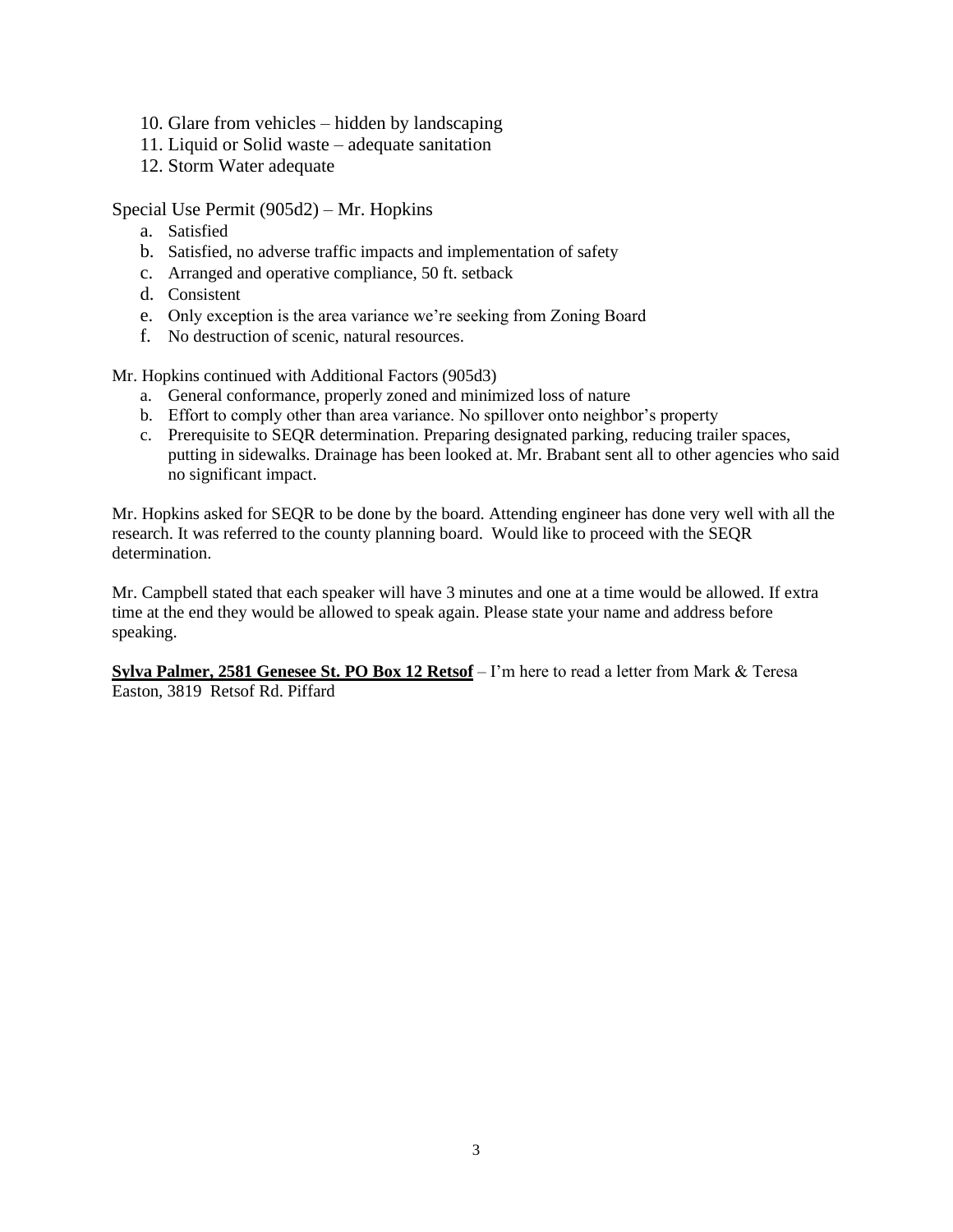10. Glare from vehicles – hidden by landscaping
11. Liquid or Solid waste – adequate sanitation
12. Storm Water adequate

Special Use Permit (905d2) – Mr. Hopkins

a. Satisfied
b. Satisfied, no adverse traffic impacts and implementation of safety
c. Arranged and operative compliance, 50 ft. setback
d. Consistent
e. Only exception is the area variance we're seeking from Zoning Board
f. No destruction of scenic, natural resources.

Mr. Hopkins continued with Additional Factors (905d3)

a. General conformance, properly zoned and minimized loss of nature
b. Effort to comply other than area variance. No spillover onto neighbor's property
c. Prerequisite to SEQR determination. Preparing designated parking, reducing trailer spaces, putting in sidewalks. Drainage has been looked at. Mr. Brabant sent all to other agencies who said no significant impact.

Mr. Hopkins asked for SEQR to be done by the board. Attending engineer has done very well with all the research. It was referred to the county planning board. Would like to proceed with the SEQR determination.

Mr. Campbell stated that each speaker will have 3 minutes and one at a time would be allowed. If extra time at the end they would be allowed to speak again. Please state your name and address before speaking.

**<u>Sylva Palmer, 2581 Genesee St. PO Box 12 Retsof</u>** – I'm here to read a letter from Mark & Teresa Easton, 3819 Retsof Rd. Piffard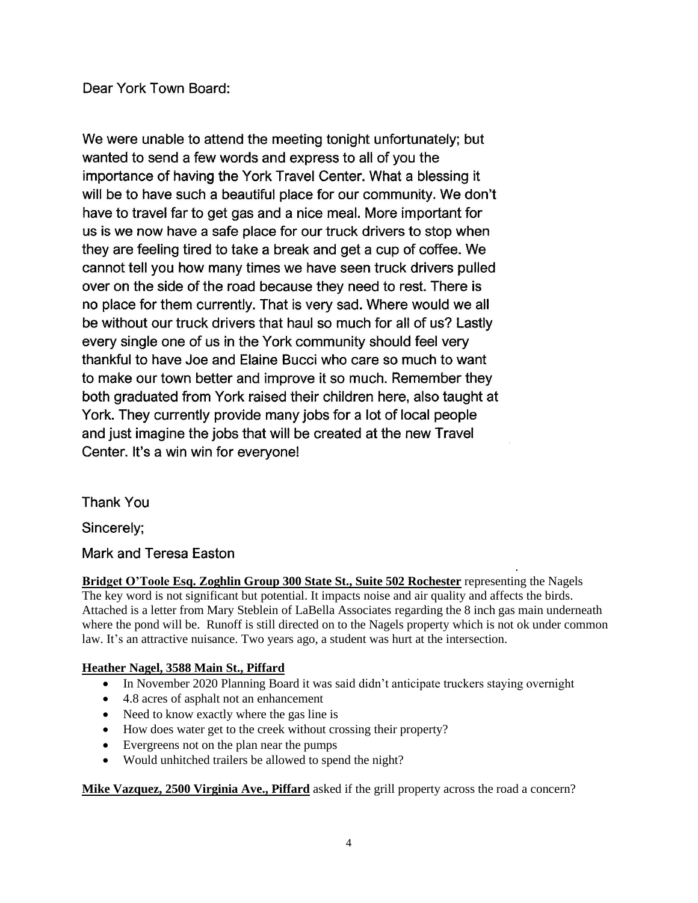Dear York Town Board:

We were unable to attend the meeting tonight unfortunately; but wanted to send a few words and express to all of you the importance of having the York Travel Center. What a blessing it will be to have such a beautiful place for our community. We don't have to travel far to get gas and a nice meal. More important for us is we now have a safe place for our truck drivers to stop when they are feeling tired to take a break and get a cup of coffee. We cannot tell you how many times we have seen truck drivers pulled over on the side of the road because they need to rest. There is no place for them currently. That is very sad. Where would we all be without our truck drivers that haul so much for all of us? Lastly every single one of us in the York community should feel very thankful to have Joe and Elaine Bucci who care so much to want to make our town better and improve it so much. Remember they both graduated from York raised their children here, also taught at York. They currently provide many jobs for a lot of local people and just imagine the jobs that will be created at the new Travel Center. It's a win win for everyone!

Thank You

Sincerely;

Mark and Teresa Easton

**Bridget O'Toole Esq. Zoghlin Group 300 State St., Suite 502 Rochester** representing the Nagels The key word is not significant but potential. It impacts noise and air quality and affects the birds. Attached is a letter from Mary Steblein of LaBella Associates regarding the 8 inch gas main underneath where the pond will be. Runoff is still directed on to the Nagels property which is not ok under common law. It's an attractive nuisance. Two years ago, a student was hurt at the intersection.

**Heather Nagel, 3588 Main St., Piffard**

- In November 2020 Planning Board it was said didn't anticipate truckers staying overnight
- 4.8 acres of asphalt not an enhancement
- Need to know exactly where the gas line is
- How does water get to the creek without crossing their property?
- Evergreens not on the plan near the pumps
- Would unhitched trailers be allowed to spend the night?

**Mike Vazquez, 2500 Virginia Ave., Piffard** asked if the grill property across the road a concern?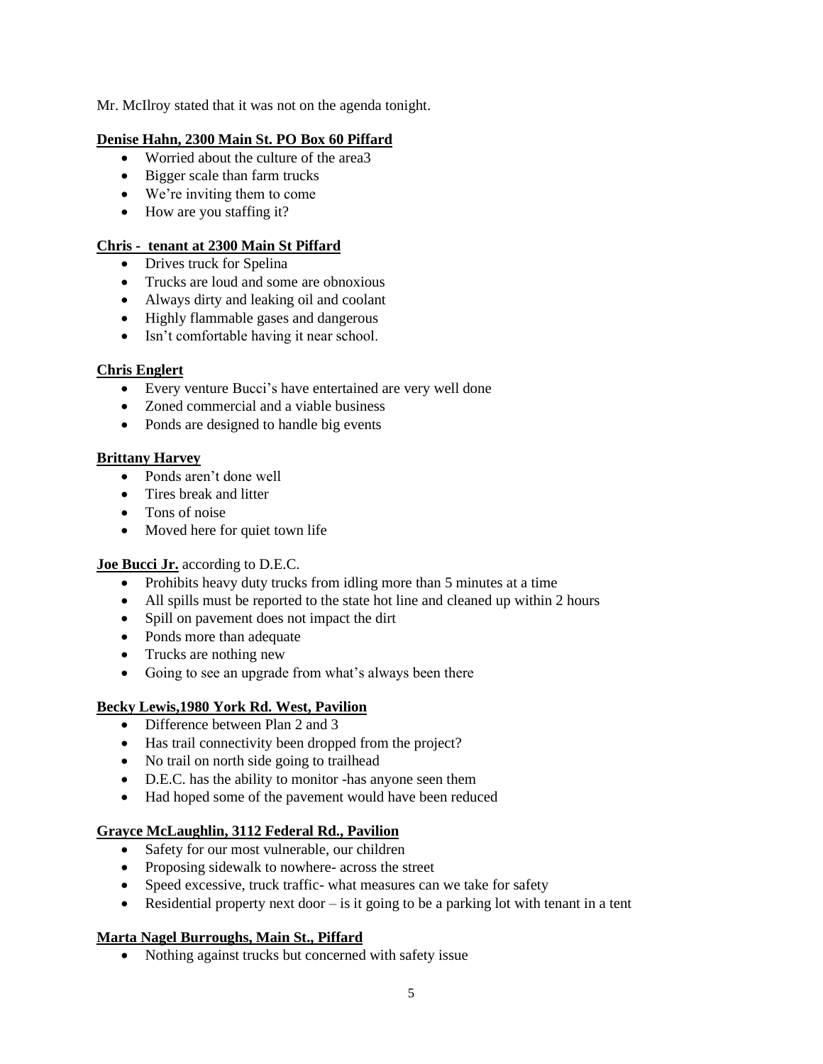Mr. McIlroy stated that it was not on the agenda tonight.

**Denise Hahn, 2300 Main St. PO Box 60 Piffard**

- Worried about the culture of the area3
- Bigger scale than farm trucks
- We're inviting them to come
- How are you staffing it?

**Chris - tenant at 2300 Main St Piffard**

- Drives truck for Spelina
- Trucks are loud and some are obnoxious
- Always dirty and leaking oil and coolant
- Highly flammable gases and dangerous
- Isn't comfortable having it near school.

**Chris Englert**

- Every venture Bucci's have entertained are very well done
- Zoned commercial and a viable business
- Ponds are designed to handle big events

**Brittany Harvey**

- Ponds aren't done well
- Tires break and litter
- Tons of noise
- Moved here for quiet town life

**Joe Bucci Jr.** according to D.E.C.

- Prohibits heavy duty trucks from idling more than 5 minutes at a time
- All spills must be reported to the state hot line and cleaned up within 2 hours
- Spill on pavement does not impact the dirt
- Ponds more than adequate
- Trucks are nothing new
- Going to see an upgrade from what's always been there

**Becky Lewis,1980 York Rd. West, Pavilion**

- Difference between Plan 2 and 3
- Has trail connectivity been dropped from the project?
- No trail on north side going to trailhead
- D.E.C. has the ability to monitor -has anyone seen them
- Had hoped some of the pavement would have been reduced

**Grayce McLaughlin, 3112 Federal Rd., Pavilion**

- Safety for our most vulnerable, our children
- Proposing sidewalk to nowhere- across the street
- Speed excessive, truck traffic- what measures can we take for safety
- Residential property next door – is it going to be a parking lot with tenant in a tent

**Marta Nagel Burroughs, Main St., Piffard**

- Nothing against trucks but concerned with safety issue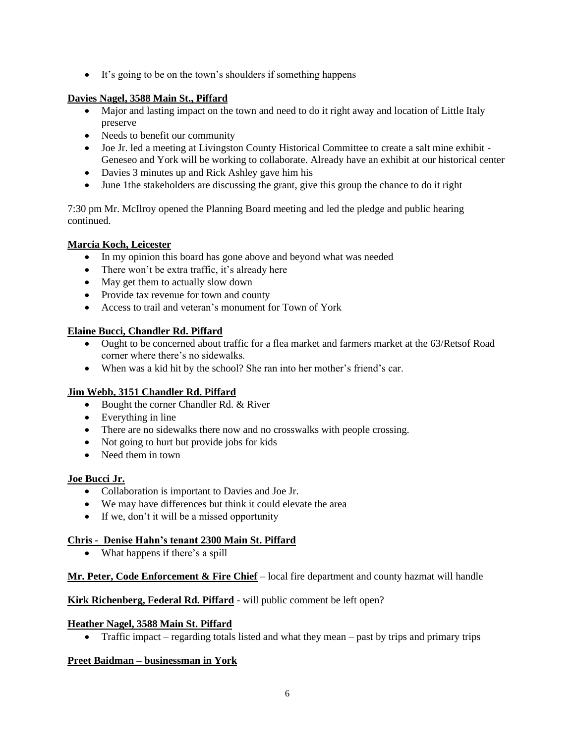- It's going to be on the town's shoulders if something happens

**Davies Nagel, 3588 Main St., Piffard**

- Major and lasting impact on the town and need to do it right away and location of Little Italy preserve
- Needs to benefit our community
- Joe Jr. led a meeting at Livingston County Historical Committee to create a salt mine exhibit - Geneseo and York will be working to collaborate. Already have an exhibit at our historical center
- Davies 3 minutes up and Rick Ashley gave him his
- June 1the stakeholders are discussing the grant, give this group the chance to do it right

7:30 pm Mr. McIlroy opened the Planning Board meeting and led the pledge and public hearing continued.

**Marcia Koch, Leicester**

- In my opinion this board has gone above and beyond what was needed
- There won't be extra traffic, it's already here
- May get them to actually slow down
- Provide tax revenue for town and county
- Access to trail and veteran's monument for Town of York

**Elaine Bucci, Chandler Rd. Piffard**

- Ought to be concerned about traffic for a flea market and farmers market at the 63/Retsof Road corner where there's no sidewalks.
- When was a kid hit by the school? She ran into her mother's friend's car.

**Jim Webb, 3151 Chandler Rd. Piffard**

- Bought the corner Chandler Rd. & River
- Everything in line
- There are no sidewalks there now and no crosswalks with people crossing.
- Not going to hurt but provide jobs for kids
- Need them in town

**Joe Bucci Jr.**

- Collaboration is important to Davies and Joe Jr.
- We may have differences but think it could elevate the area
- If we, don't it will be a missed opportunity

**Chris - Denise Hahn's tenant 2300 Main St. Piffard**

- What happens if there's a spill

**Mr. Peter, Code Enforcement & Fire Chief** – local fire department and county hazmat will handle

**Kirk Richenberg, Federal Rd. Piffard** - will public comment be left open?

**Heather Nagel, 3588 Main St. Piffard**

- Traffic impact – regarding totals listed and what they mean – past by trips and primary trips

**Preet Baidman – businessman in York**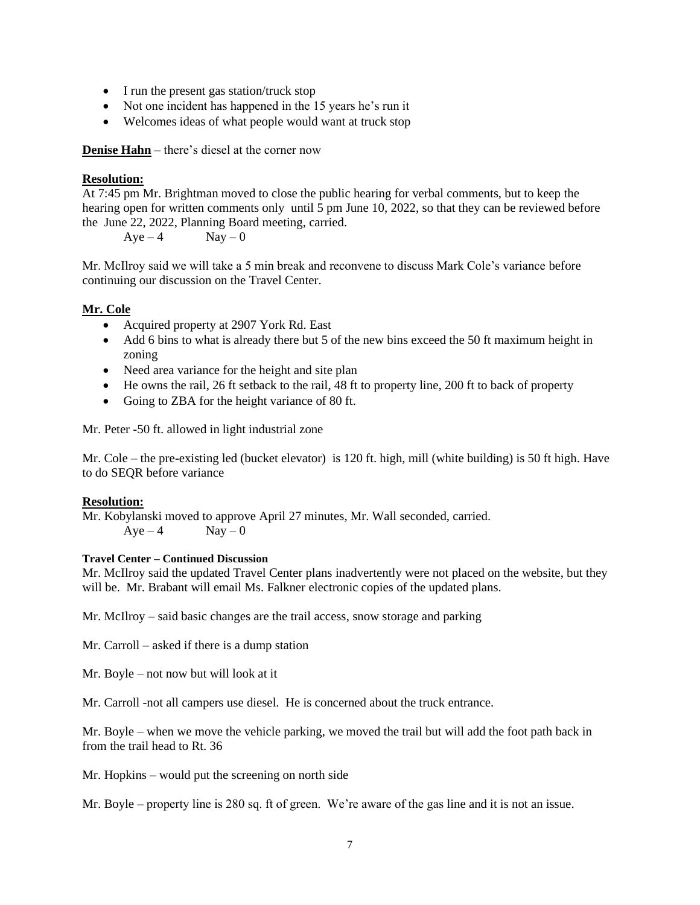- I run the present gas station/truck stop
- Not one incident has happened in the 15 years he's run it
- Welcomes ideas of what people would want at truck stop

**Denise Hahn** – there's diesel at the corner now

**Resolution:**
At 7:45 pm Mr. Brightman moved to close the public hearing for verbal comments, but to keep the hearing open for written comments only until 5 pm June 10, 2022, so that they can be reviewed before the June 22, 2022, Planning Board meeting, carried.
Aye – 4    Nay – 0

Mr. McIlroy said we will take a 5 min break and reconvene to discuss Mark Cole's variance before continuing our discussion on the Travel Center.

**Mr. Cole**

- Acquired property at 2907 York Rd. East
- Add 6 bins to what is already there but 5 of the new bins exceed the 50 ft maximum height in zoning
- Need area variance for the height and site plan
- He owns the rail, 26 ft setback to the rail, 48 ft to property line, 200 ft to back of property
- Going to ZBA for the height variance of 80 ft.

Mr. Peter -50 ft. allowed in light industrial zone

Mr. Cole – the pre-existing led (bucket elevator) is 120 ft. high, mill (white building) is 50 ft high. Have to do SEQR before variance

**Resolution:**
Mr. Kobylanski moved to approve April 27 minutes, Mr. Wall seconded, carried.
Aye – 4    Nay – 0

**Travel Center – Continued Discussion**

Mr. McIlroy said the updated Travel Center plans inadvertently were not placed on the website, but they will be. Mr. Brabant will email Ms. Falkner electronic copies of the updated plans.

Mr. McIlroy – said basic changes are the trail access, snow storage and parking

Mr. Carroll – asked if there is a dump station

Mr. Boyle – not now but will look at it

Mr. Carroll -not all campers use diesel. He is concerned about the truck entrance.

Mr. Boyle – when we move the vehicle parking, we moved the trail but will add the foot path back in from the trail head to Rt. 36

Mr. Hopkins – would put the screening on north side

Mr. Boyle – property line is 280 sq. ft of green. We're aware of the gas line and it is not an issue.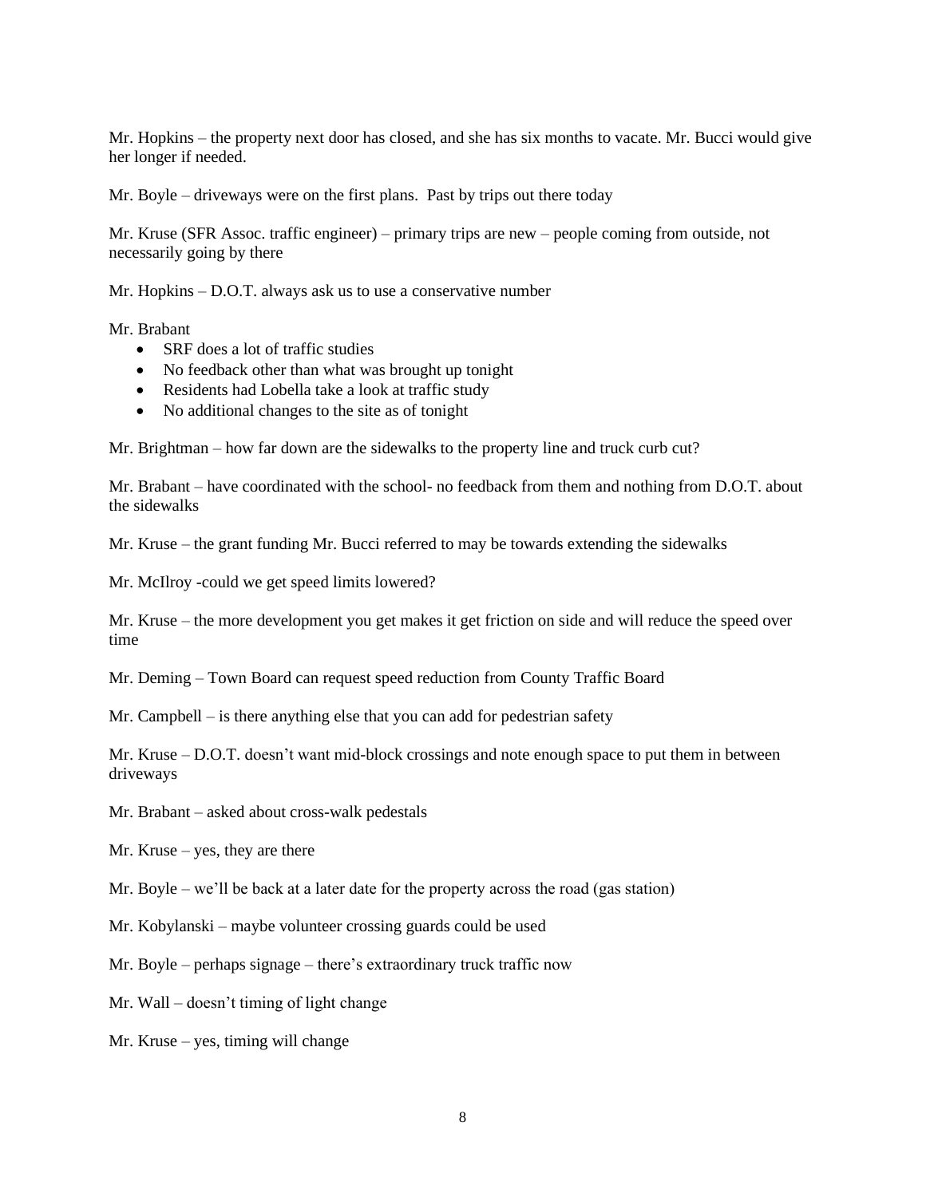Mr. Hopkins – the property next door has closed, and she has six months to vacate. Mr. Bucci would give her longer if needed.

Mr. Boyle – driveways were on the first plans. Past by trips out there today

Mr. Kruse (SFR Assoc. traffic engineer) – primary trips are new – people coming from outside, not necessarily going by there

Mr. Hopkins – D.O.T. always ask us to use a conservative number

Mr. Brabant

- SRF does a lot of traffic studies
- No feedback other than what was brought up tonight
- Residents had Lobella take a look at traffic study
- No additional changes to the site as of tonight

Mr. Brightman – how far down are the sidewalks to the property line and truck curb cut?

Mr. Brabant – have coordinated with the school- no feedback from them and nothing from D.O.T. about the sidewalks

Mr. Kruse – the grant funding Mr. Bucci referred to may be towards extending the sidewalks

Mr. McIlroy -could we get speed limits lowered?

Mr. Kruse – the more development you get makes it get friction on side and will reduce the speed over time

Mr. Deming – Town Board can request speed reduction from County Traffic Board

Mr. Campbell – is there anything else that you can add for pedestrian safety

Mr. Kruse – D.O.T. doesn't want mid-block crossings and note enough space to put them in between driveways

Mr. Brabant – asked about cross-walk pedestals

Mr. Kruse – yes, they are there

Mr. Boyle – we'll be back at a later date for the property across the road (gas station)

Mr. Kobylanski – maybe volunteer crossing guards could be used

Mr. Boyle – perhaps signage – there's extraordinary truck traffic now

Mr. Wall – doesn't timing of light change

Mr. Kruse – yes, timing will change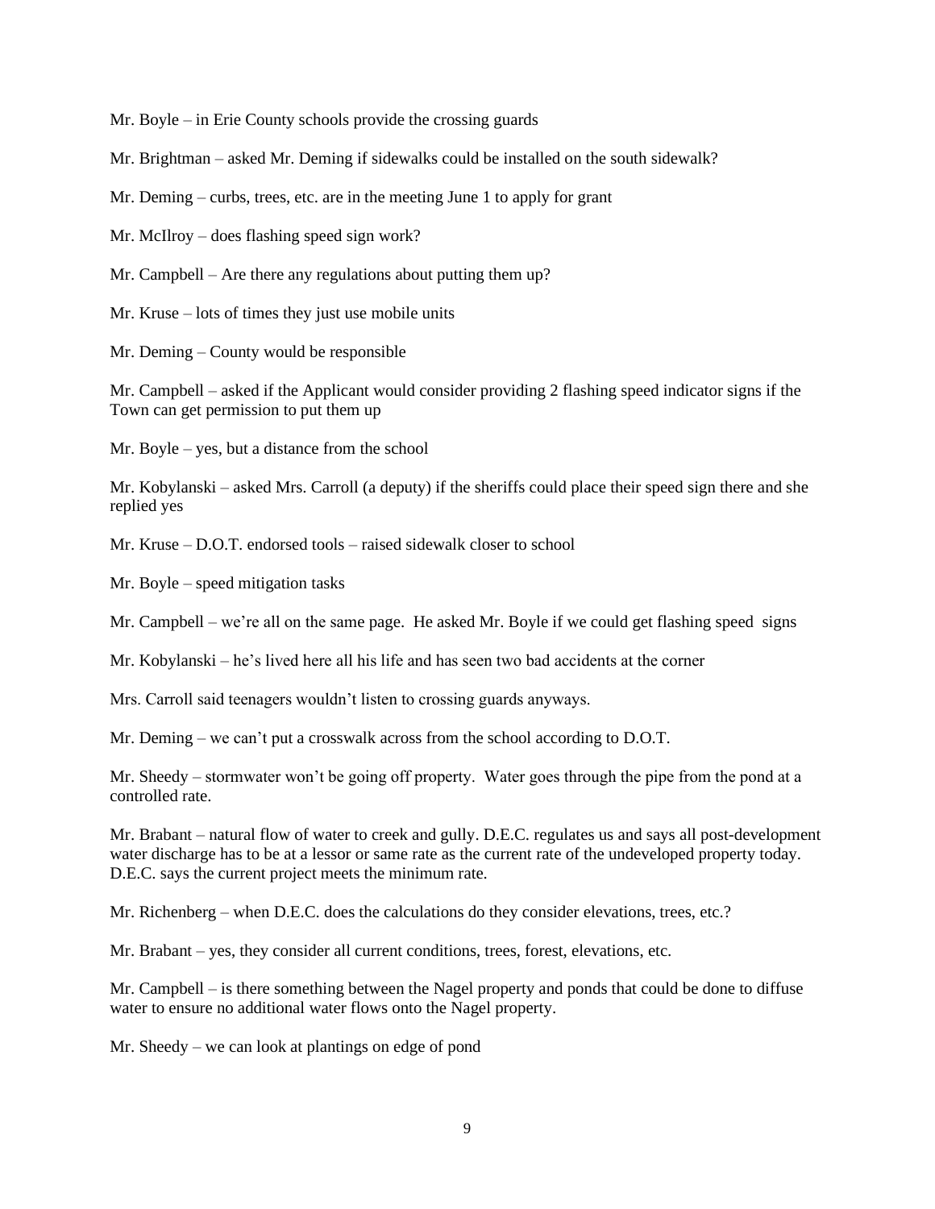Mr. Boyle – in Erie County schools provide the crossing guards

Mr. Brightman – asked Mr. Deming if sidewalks could be installed on the south sidewalk?

Mr. Deming – curbs, trees, etc. are in the meeting June 1 to apply for grant

Mr. McIlroy – does flashing speed sign work?

Mr. Campbell – Are there any regulations about putting them up?

Mr. Kruse – lots of times they just use mobile units

Mr. Deming – County would be responsible

Mr. Campbell – asked if the Applicant would consider providing 2 flashing speed indicator signs if the Town can get permission to put them up

Mr. Boyle – yes, but a distance from the school

Mr. Kobylanski – asked Mrs. Carroll (a deputy) if the sheriffs could place their speed sign there and she replied yes

Mr. Kruse – D.O.T. endorsed tools – raised sidewalk closer to school

Mr. Boyle – speed mitigation tasks

Mr. Campbell – we're all on the same page. He asked Mr. Boyle if we could get flashing speed signs

Mr. Kobylanski – he's lived here all his life and has seen two bad accidents at the corner

Mrs. Carroll said teenagers wouldn't listen to crossing guards anyways.

Mr. Deming – we can't put a crosswalk across from the school according to D.O.T.

Mr. Sheedy – stormwater won't be going off property. Water goes through the pipe from the pond at a controlled rate.

Mr. Brabant – natural flow of water to creek and gully. D.E.C. regulates us and says all post-development water discharge has to be at a lessor or same rate as the current rate of the undeveloped property today. D.E.C. says the current project meets the minimum rate.

Mr. Richenberg – when D.E.C. does the calculations do they consider elevations, trees, etc.?

Mr. Brabant – yes, they consider all current conditions, trees, forest, elevations, etc.

Mr. Campbell – is there something between the Nagel property and ponds that could be done to diffuse water to ensure no additional water flows onto the Nagel property.

Mr. Sheedy – we can look at plantings on edge of pond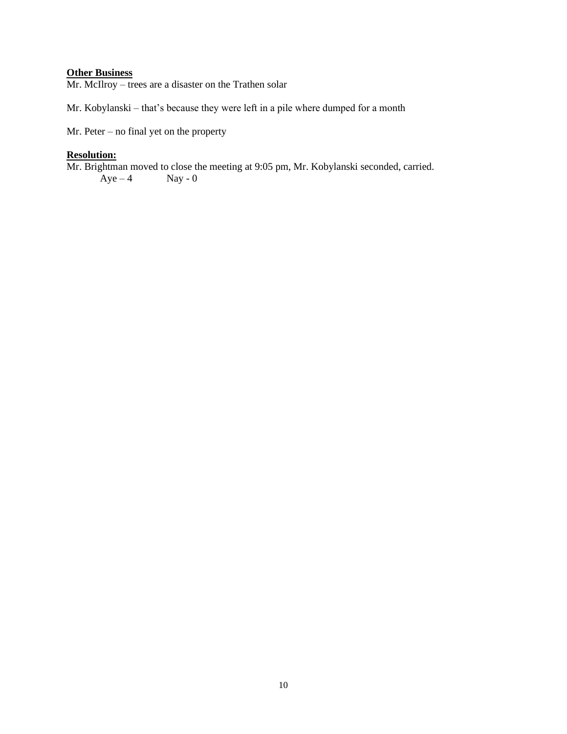**Other Business**

Mr. McIlroy – trees are a disaster on the Trathen solar

Mr. Kobylanski – that's because they were left in a pile where dumped for a month

Mr. Peter – no final yet on the property

**Resolution:**

Mr. Brightman moved to close the meeting at 9:05 pm, Mr. Kobylanski seconded, carried.

Aye – 4 Nay - 0